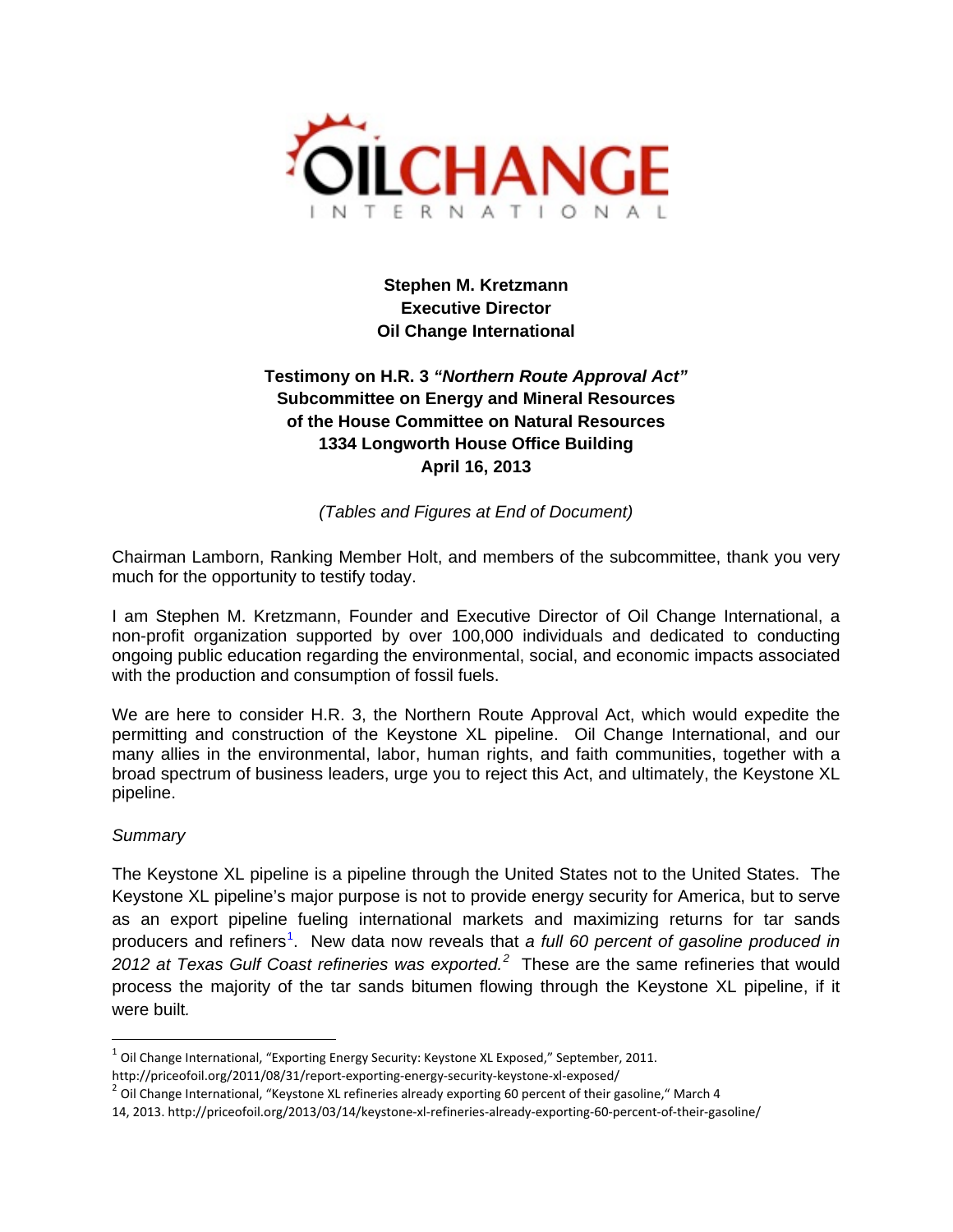**Stephen M. Kretzmann**
**Executive Director**
**Oil Change International**

**Testimony on H.R. 3 *"Northern Route Approval Act"***
**Subcommittee on Energy and Mineral Resources**
**of the House Committee on Natural Resources**
**1334 Longworth House Office Building**
**April 16, 2013**

*(Tables and Figures at End of Document)*

Chairman Lamborn, Ranking Member Holt, and members of the subcommittee, thank you very much for the opportunity to testify today.

I am Stephen M. Kretzmann, Founder and Executive Director of Oil Change International, a non-profit organization supported by over 100,000 individuals and dedicated to conducting ongoing public education regarding the environmental, social, and economic impacts associated with the production and consumption of fossil fuels.

We are here to consider H.R. 3, the Northern Route Approval Act, which would expedite the permitting and construction of the Keystone XL pipeline. Oil Change International, and our many allies in the environmental, labor, human rights, and faith communities, together with a broad spectrum of business leaders, urge you to reject this Act, and ultimately, the Keystone XL pipeline.

*Summary*

The Keystone XL pipeline is a pipeline through the United States not to the United States. The Keystone XL pipeline's major purpose is not to provide energy security for America, but to serve as an export pipeline fueling international markets and maximizing returns for tar sands producers and refiners[1]. New data now reveals that *a full 60 percent of gasoline produced in 2012 at Texas Gulf Coast refineries was exported.[2]* These are the same refineries that would process the majority of the tar sands bitumen flowing through the Keystone XL pipeline, if it were built.

---

[1] Oil Change International, "Exporting Energy Security: Keystone XL Exposed," September, 2011. http://priceofoil.org/2011/08/31/report-exporting-energy-security-keystone-xl-exposed/

[2] Oil Change International, "Keystone XL refineries already exporting 60 percent of their gasoline," March 14, 2013. http://priceofoil.org/2013/03/14/keystone-xl-refineries-already-exporting-60-percent-of-their-gasoline/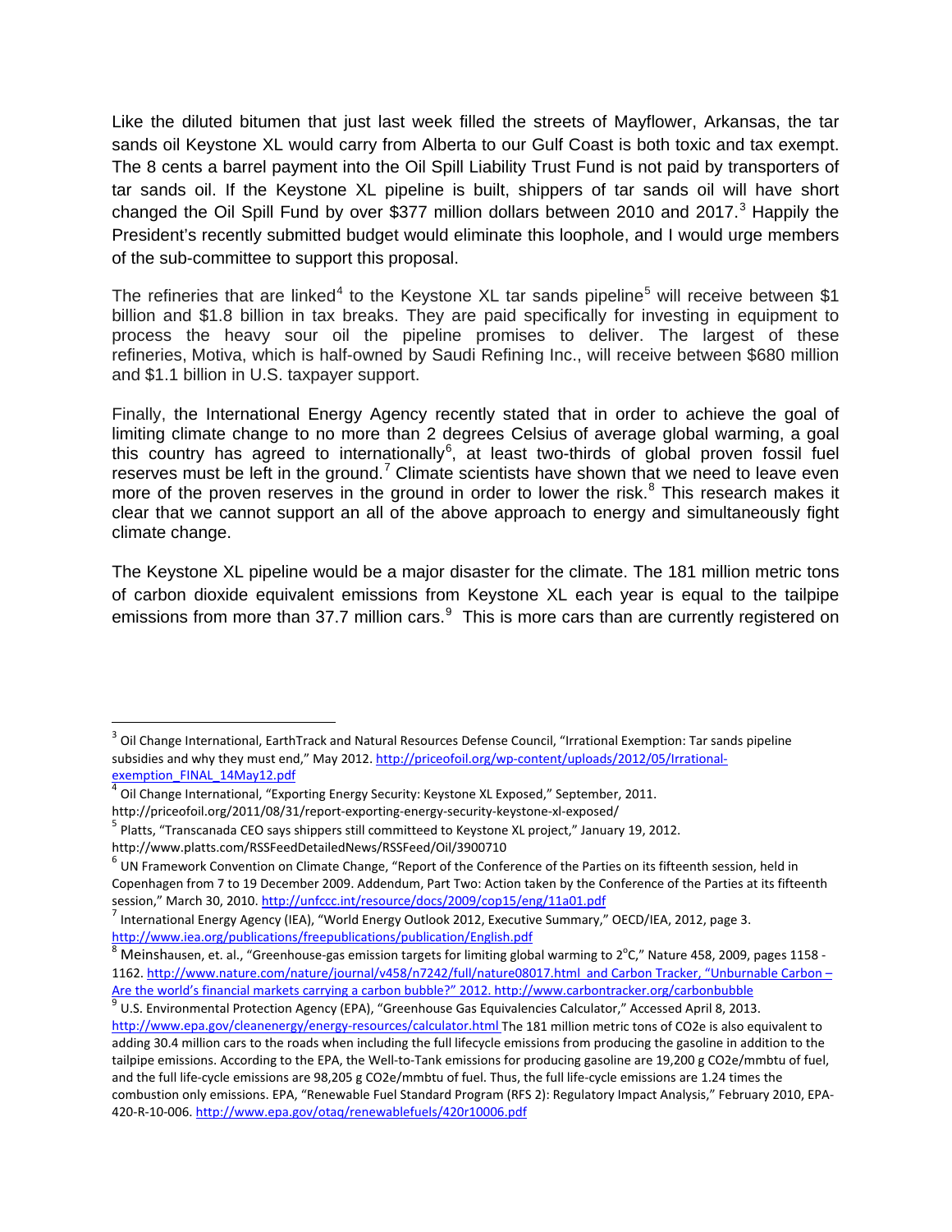Like the diluted bitumen that just last week filled the streets of Mayflower, Arkansas, the tar sands oil Keystone XL would carry from Alberta to our Gulf Coast is both toxic and tax exempt. The 8 cents a barrel payment into the Oil Spill Liability Trust Fund is not paid by transporters of tar sands oil. If the Keystone XL pipeline is built, shippers of tar sands oil will have short changed the Oil Spill Fund by over $377 million dollars between 2010 and 2017.[3] Happily the President's recently submitted budget would eliminate this loophole, and I would urge members of the sub-committee to support this proposal.

The refineries that are linked[4] to the Keystone XL tar sands pipeline[5] will receive between $1 billion and $1.8 billion in tax breaks. They are paid specifically for investing in equipment to process the heavy sour oil the pipeline promises to deliver. The largest of these refineries, Motiva, which is half-owned by Saudi Refining Inc., will receive between $680 million and $1.1 billion in U.S. taxpayer support.

Finally, the International Energy Agency recently stated that in order to achieve the goal of limiting climate change to no more than 2 degrees Celsius of average global warming, a goal this country has agreed to internationally[6], at least two-thirds of global proven fossil fuel reserves must be left in the ground.[7] Climate scientists have shown that we need to leave even more of the proven reserves in the ground in order to lower the risk.[8] This research makes it clear that we cannot support an all of the above approach to energy and simultaneously fight climate change.

The Keystone XL pipeline would be a major disaster for the climate. The 181 million metric tons of carbon dioxide equivalent emissions from Keystone XL each year is equal to the tailpipe emissions from more than 37.7 million cars.[9] This is more cars than are currently registered on

---

[3] Oil Change International, EarthTrack and Natural Resources Defense Council, "Irrational Exemption: Tar sands pipeline subsidies and why they must end," May 2012. http://priceofoil.org/wp-content/uploads/2012/05/Irrational-exemption_FINAL_14May12.pdf

[4] Oil Change International, "Exporting Energy Security: Keystone XL Exposed," September, 2011. http://priceofoil.org/2011/08/31/report-exporting-energy-security-keystone-xl-exposed/

[5] Platts, "Transcanada CEO says shippers still committeed to Keystone XL project," January 19, 2012. http://www.platts.com/RSSFeedDetailedNews/RSSFeed/Oil/3900710

[6] UN Framework Convention on Climate Change, "Report of the Conference of the Parties on its fifteenth session, held in Copenhagen from 7 to 19 December 2009. Addendum, Part Two: Action taken by the Conference of the Parties at its fifteenth session," March 30, 2010. http://unfccc.int/resource/docs/2009/cop15/eng/11a01.pdf

[7] International Energy Agency (IEA), "World Energy Outlook 2012, Executive Summary," OECD/IEA, 2012, page 3. http://www.iea.org/publications/freepublications/publication/English.pdf

[8] Meinshausen, et. al., "Greenhouse-gas emission targets for limiting global warming to 2°C," Nature 458, 2009, pages 1158 - 1162. http://www.nature.com/nature/journal/v458/n7242/full/nature08017.html and Carbon Tracker, "Unburnable Carbon – Are the world's financial markets carrying a carbon bubble?" 2012. http://www.carbontracker.org/carbonbubble

[9] U.S. Environmental Protection Agency (EPA), "Greenhouse Gas Equivalencies Calculator," Accessed April 8, 2013. http://www.epa.gov/cleanenergy/energy-resources/calculator.html The 181 million metric tons of $CO_2e$ is also equivalent to adding 30.4 million cars to the roads when including the full lifecycle emissions from producing the gasoline in addition to the tailpipe emissions. According to the EPA, the Well-to-Tank emissions for producing gasoline are 19,200 g $CO_2e$/mmbtu of fuel, and the full life-cycle emissions are 98,205 g $CO_2e$/mmbtu of fuel. Thus, the full life-cycle emissions are 1.24 times the combustion only emissions. EPA, "Renewable Fuel Standard Program (RFS 2): Regulatory Impact Analysis," February 2010, EPA-420-R-10-006. http://www.epa.gov/otaq/renewablefuels/420r10006.pdf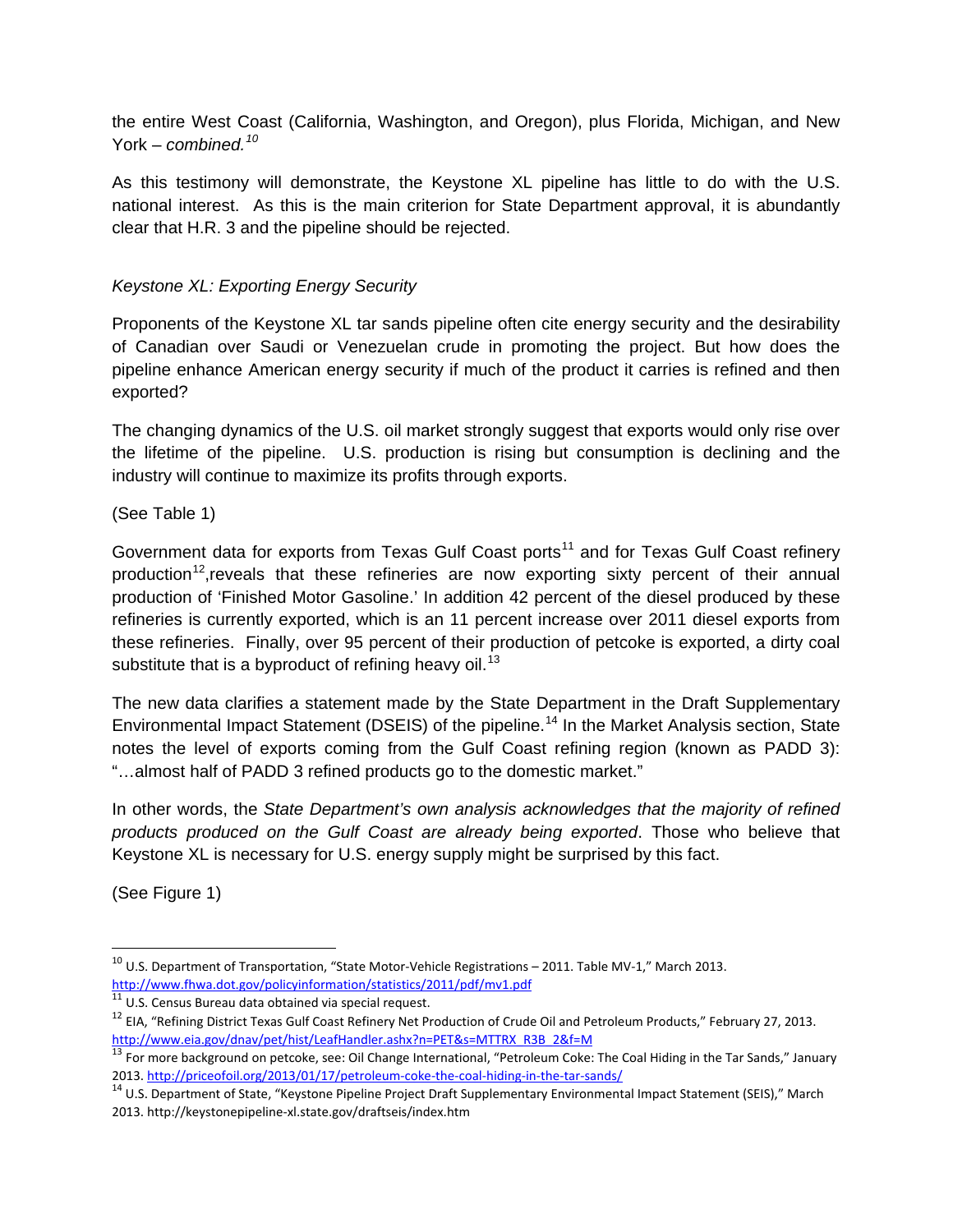the entire West Coast (California, Washington, and Oregon), plus Florida, Michigan, and New York – *combined.*[10]

As this testimony will demonstrate, the Keystone XL pipeline has little to do with the U.S. national interest. As this is the main criterion for State Department approval, it is abundantly clear that H.R. 3 and the pipeline should be rejected.

*Keystone XL: Exporting Energy Security*

Proponents of the Keystone XL tar sands pipeline often cite energy security and the desirability of Canadian over Saudi or Venezuelan crude in promoting the project. But how does the pipeline enhance American energy security if much of the product it carries is refined and then exported?

The changing dynamics of the U.S. oil market strongly suggest that exports would only rise over the lifetime of the pipeline. U.S. production is rising but consumption is declining and the industry will continue to maximize its profits through exports.

(See Table 1)

Government data for exports from Texas Gulf Coast ports[11] and for Texas Gulf Coast refinery production[12],reveals that these refineries are now exporting sixty percent of their annual production of 'Finished Motor Gasoline.' In addition 42 percent of the diesel produced by these refineries is currently exported, which is an 11 percent increase over 2011 diesel exports from these refineries. Finally, over 95 percent of their production of petcoke is exported, a dirty coal substitute that is a byproduct of refining heavy oil.[13]

The new data clarifies a statement made by the State Department in the Draft Supplementary Environmental Impact Statement (DSEIS) of the pipeline.[14] In the Market Analysis section, State notes the level of exports coming from the Gulf Coast refining region (known as PADD 3): "…almost half of PADD 3 refined products go to the domestic market."

In other words, the *State Department's own analysis acknowledges that the majority of refined products produced on the Gulf Coast are already being exported*. Those who believe that Keystone XL is necessary for U.S. energy supply might be surprised by this fact.

(See Figure 1)

---

[10] U.S. Department of Transportation, "State Motor-Vehicle Registrations – 2011. Table MV-1," March 2013. http://www.fhwa.dot.gov/policyinformation/statistics/2011/pdf/mv1.pdf

[11] U.S. Census Bureau data obtained via special request.

[12] EIA, "Refining District Texas Gulf Coast Refinery Net Production of Crude Oil and Petroleum Products," February 27, 2013. http://www.eia.gov/dnav/pet/hist/LeafHandler.ashx?n=PET&s=MTTRX_R3B_2&f=M

[13] For more background on petcoke, see: Oil Change International, "Petroleum Coke: The Coal Hiding in the Tar Sands," January 2013. http://priceofoil.org/2013/01/17/petroleum-coke-the-coal-hiding-in-the-tar-sands/

[14] U.S. Department of State, "Keystone Pipeline Project Draft Supplementary Environmental Impact Statement (SEIS)," March 2013. http://keystonepipeline-xl.state.gov/draftseis/index.htm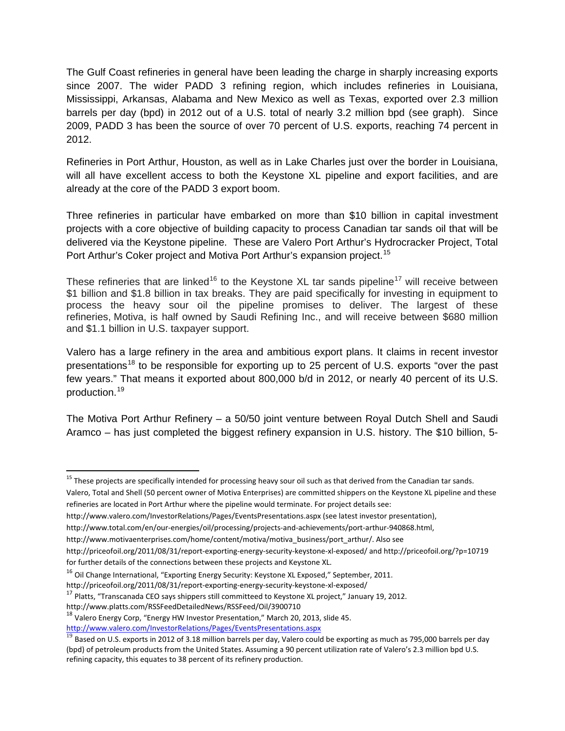The Gulf Coast refineries in general have been leading the charge in sharply increasing exports since 2007. The wider PADD 3 refining region, which includes refineries in Louisiana, Mississippi, Arkansas, Alabama and New Mexico as well as Texas, exported over 2.3 million barrels per day (bpd) in 2012 out of a U.S. total of nearly 3.2 million bpd (see graph). Since 2009, PADD 3 has been the source of over 70 percent of U.S. exports, reaching 74 percent in 2012.

Refineries in Port Arthur, Houston, as well as in Lake Charles just over the border in Louisiana, will all have excellent access to both the Keystone XL pipeline and export facilities, and are already at the core of the PADD 3 export boom.

Three refineries in particular have embarked on more than $10 billion in capital investment projects with a core objective of building capacity to process Canadian tar sands oil that will be delivered via the Keystone pipeline. These are Valero Port Arthur's Hydrocracker Project, Total Port Arthur's Coker project and Motiva Port Arthur's expansion project.[15]

These refineries that are linked[16] to the Keystone XL tar sands pipeline[17] will receive between $1 billion and $1.8 billion in tax breaks. They are paid specifically for investing in equipment to process the heavy sour oil the pipeline promises to deliver. The largest of these refineries, Motiva, is half owned by Saudi Refining Inc., and will receive between $680 million and $1.1 billion in U.S. taxpayer support.

Valero has a large refinery in the area and ambitious export plans. It claims in recent investor presentations[18] to be responsible for exporting up to 25 percent of U.S. exports "over the past few years." That means it exported about 800,000 b/d in 2012, or nearly 40 percent of its U.S. production.[19]

The Motiva Port Arthur Refinery – a 50/50 joint venture between Royal Dutch Shell and Saudi Aramco – has just completed the biggest refinery expansion in U.S. history. The $10 billion, 5-

---

[15] These projects are specifically intended for processing heavy sour oil such as that derived from the Canadian tar sands. Valero, Total and Shell (50 percent owner of Motiva Enterprises) are committed shippers on the Keystone XL pipeline and these refineries are located in Port Arthur where the pipeline would terminate. For project details see: http://www.valero.com/InvestorRelations/Pages/EventsPresentations.aspx (see latest investor presentation), http://www.total.com/en/our-energies/oil/processing/projects-and-achievements/port-arthur-940868.html, http://www.motivaenterprises.com/home/content/motiva/motiva_business/port_arthur/. Also see http://priceofoil.org/2011/08/31/report-exporting-energy-security-keystone-xl-exposed/ and http://priceofoil.org/?p=10719 for further details of the connections between these projects and Keystone XL.

[16] Oil Change International, "Exporting Energy Security: Keystone XL Exposed," September, 2011. http://priceofoil.org/2011/08/31/report-exporting-energy-security-keystone-xl-exposed/

[17] Platts, "Transcanada CEO says shippers still committeed to Keystone XL project," January 19, 2012. http://www.platts.com/RSSFeedDetailedNews/RSSFeed/Oil/3900710

[18] Valero Energy Corp, "Energy HW Investor Presentation," March 20, 2013, slide 45. http://www.valero.com/InvestorRelations/Pages/EventsPresentations.aspx

[19] Based on U.S. exports in 2012 of 3.18 million barrels per day, Valero could be exporting as much as 795,000 barrels per day (bpd) of petroleum products from the United States. Assuming a 90 percent utilization rate of Valero's 2.3 million bpd U.S. refining capacity, this equates to 38 percent of its refinery production.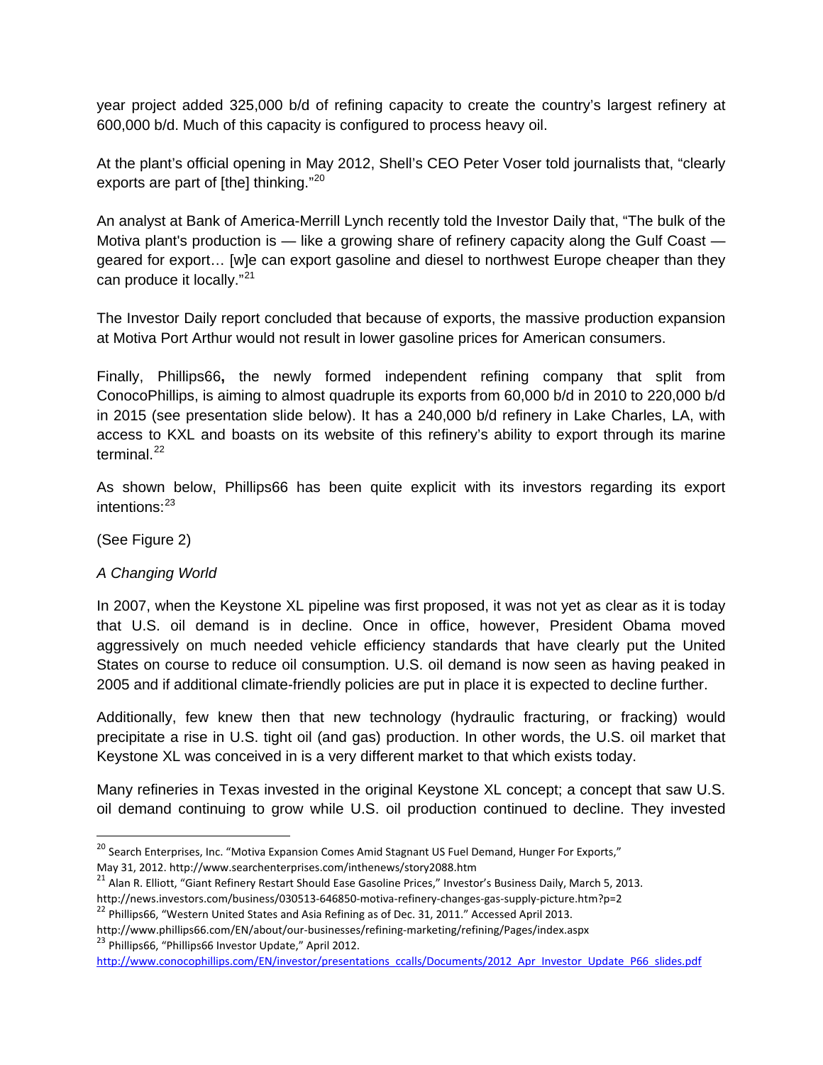year project added 325,000 b/d of refining capacity to create the country's largest refinery at 600,000 b/d. Much of this capacity is configured to process heavy oil.

At the plant's official opening in May 2012, Shell's CEO Peter Voser told journalists that, "clearly exports are part of [the] thinking."[20]

An analyst at Bank of America-Merrill Lynch recently told the Investor Daily that, "The bulk of the Motiva plant's production is — like a growing share of refinery capacity along the Gulf Coast — geared for export… [w]e can export gasoline and diesel to northwest Europe cheaper than they can produce it locally."[21]

The Investor Daily report concluded that because of exports, the massive production expansion at Motiva Port Arthur would not result in lower gasoline prices for American consumers.

Finally, Phillips66**,** the newly formed independent refining company that split from ConocoPhillips, is aiming to almost quadruple its exports from 60,000 b/d in 2010 to 220,000 b/d in 2015 (see presentation slide below). It has a 240,000 b/d refinery in Lake Charles, LA, with access to KXL and boasts on its website of this refinery's ability to export through its marine terminal.[22]

As shown below, Phillips66 has been quite explicit with its investors regarding its export intentions:[23]

(See Figure 2)

*A Changing World*

In 2007, when the Keystone XL pipeline was first proposed, it was not yet as clear as it is today that U.S. oil demand is in decline. Once in office, however, President Obama moved aggressively on much needed vehicle efficiency standards that have clearly put the United States on course to reduce oil consumption. U.S. oil demand is now seen as having peaked in 2005 and if additional climate-friendly policies are put in place it is expected to decline further.

Additionally, few knew then that new technology (hydraulic fracturing, or fracking) would precipitate a rise in U.S. tight oil (and gas) production. In other words, the U.S. oil market that Keystone XL was conceived in is a very different market to that which exists today.

Many refineries in Texas invested in the original Keystone XL concept; a concept that saw U.S. oil demand continuing to grow while U.S. oil production continued to decline. They invested

---

[20] Search Enterprises, Inc. "Motiva Expansion Comes Amid Stagnant US Fuel Demand, Hunger For Exports," May 31, 2012. http://www.searchenterprises.com/inthenews/story2088.htm

[21] Alan R. Elliott, "Giant Refinery Restart Should Ease Gasoline Prices," Investor's Business Daily, March 5, 2013. http://news.investors.com/business/030513-646850-motiva-refinery-changes-gas-supply-picture.htm?p=2

[22] Phillips66, "Western United States and Asia Refining as of Dec. 31, 2011." Accessed April 2013. http://www.phillips66.com/EN/about/our-businesses/refining-marketing/refining/Pages/index.aspx

[23] Phillips66, "Phillips66 Investor Update," April 2012. http://www.conocophillips.com/EN/investor/presentations_ccalls/Documents/2012_Apr_Investor_Update_P66_slides.pdf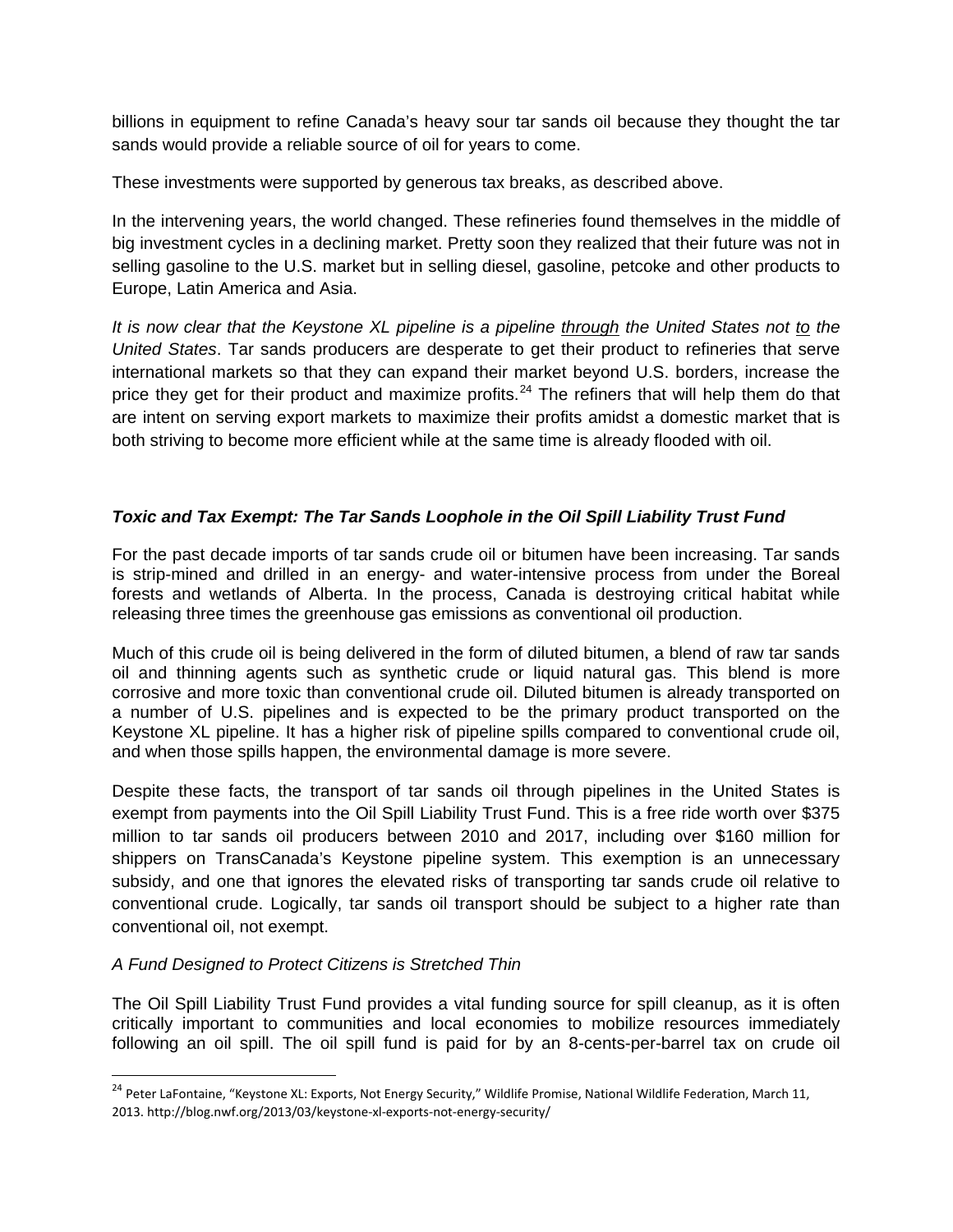billions in equipment to refine Canada's heavy sour tar sands oil because they thought the tar sands would provide a reliable source of oil for years to come.

These investments were supported by generous tax breaks, as described above.

In the intervening years, the world changed. These refineries found themselves in the middle of big investment cycles in a declining market. Pretty soon they realized that their future was not in selling gasoline to the U.S. market but in selling diesel, gasoline, petcoke and other products to Europe, Latin America and Asia.

*It is now clear that the Keystone XL pipeline is a pipeline <u>through</u> the United States not <u>to</u> the United States*. Tar sands producers are desperate to get their product to refineries that serve international markets so that they can expand their market beyond U.S. borders, increase the price they get for their product and maximize profits.[24] The refiners that will help them do that are intent on serving export markets to maximize their profits amidst a domestic market that is both striving to become more efficient while at the same time is already flooded with oil.

### *Toxic and Tax Exempt: The Tar Sands Loophole in the Oil Spill Liability Trust Fund*

For the past decade imports of tar sands crude oil or bitumen have been increasing. Tar sands is strip-mined and drilled in an energy- and water-intensive process from under the Boreal forests and wetlands of Alberta. In the process, Canada is destroying critical habitat while releasing three times the greenhouse gas emissions as conventional oil production.

Much of this crude oil is being delivered in the form of diluted bitumen, a blend of raw tar sands oil and thinning agents such as synthetic crude or liquid natural gas. This blend is more corrosive and more toxic than conventional crude oil. Diluted bitumen is already transported on a number of U.S. pipelines and is expected to be the primary product transported on the Keystone XL pipeline. It has a higher risk of pipeline spills compared to conventional crude oil, and when those spills happen, the environmental damage is more severe.

Despite these facts, the transport of tar sands oil through pipelines in the United States is exempt from payments into the Oil Spill Liability Trust Fund. This is a free ride worth over $375 million to tar sands oil producers between 2010 and 2017, including over $160 million for shippers on TransCanada's Keystone pipeline system. This exemption is an unnecessary subsidy, and one that ignores the elevated risks of transporting tar sands crude oil relative to conventional crude. Logically, tar sands oil transport should be subject to a higher rate than conventional oil, not exempt.

#### *A Fund Designed to Protect Citizens is Stretched Thin*

The Oil Spill Liability Trust Fund provides a vital funding source for spill cleanup, as it is often critically important to communities and local economies to mobilize resources immediately following an oil spill. The oil spill fund is paid for by an 8-cents-per-barrel tax on crude oil

---

[24] Peter LaFontaine, "Keystone XL: Exports, Not Energy Security," Wildlife Promise, National Wildlife Federation, March 11, 2013. http://blog.nwf.org/2013/03/keystone-xl-exports-not-energy-security/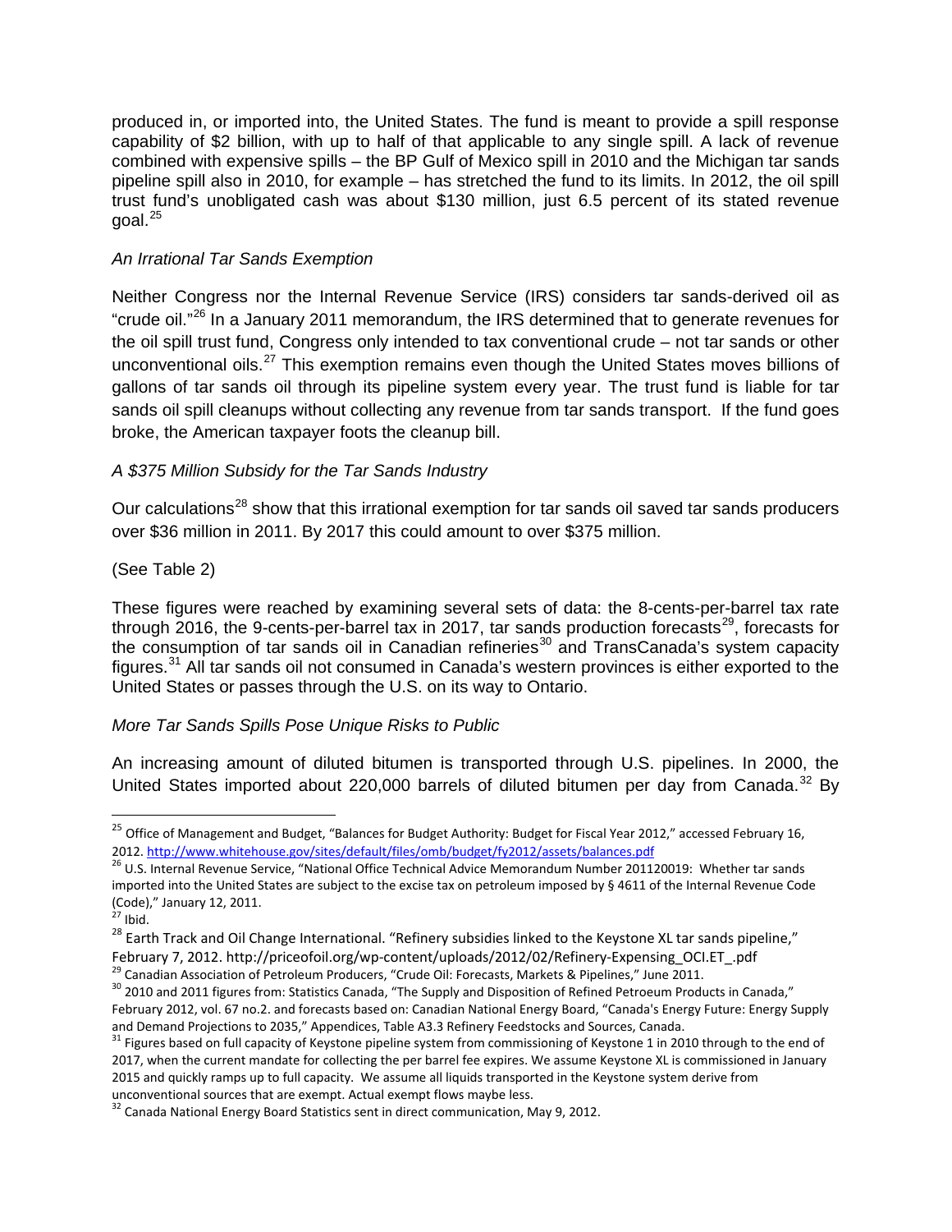produced in, or imported into, the United States. The fund is meant to provide a spill response capability of $2 billion, with up to half of that applicable to any single spill. A lack of revenue combined with expensive spills – the BP Gulf of Mexico spill in 2010 and the Michigan tar sands pipeline spill also in 2010, for example – has stretched the fund to its limits. In 2012, the oil spill trust fund's unobligated cash was about $130 million, just 6.5 percent of its stated revenue goal.[25]

*An Irrational Tar Sands Exemption*

Neither Congress nor the Internal Revenue Service (IRS) considers tar sands-derived oil as "crude oil."[26] In a January 2011 memorandum, the IRS determined that to generate revenues for the oil spill trust fund, Congress only intended to tax conventional crude – not tar sands or other unconventional oils.[27] This exemption remains even though the United States moves billions of gallons of tar sands oil through its pipeline system every year. The trust fund is liable for tar sands oil spill cleanups without collecting any revenue from tar sands transport. If the fund goes broke, the American taxpayer foots the cleanup bill.

*A $375 Million Subsidy for the Tar Sands Industry*

Our calculations[28] show that this irrational exemption for tar sands oil saved tar sands producers over $36 million in 2011. By 2017 this could amount to over $375 million.

(See Table 2)

These figures were reached by examining several sets of data: the 8-cents-per-barrel tax rate through 2016, the 9-cents-per-barrel tax in 2017, tar sands production forecasts[29], forecasts for the consumption of tar sands oil in Canadian refineries[30] and TransCanada's system capacity figures.[31] All tar sands oil not consumed in Canada's western provinces is either exported to the United States or passes through the U.S. on its way to Ontario.

*More Tar Sands Spills Pose Unique Risks to Public*

An increasing amount of diluted bitumen is transported through U.S. pipelines. In 2000, the United States imported about 220,000 barrels of diluted bitumen per day from Canada.[32] By

---

[25] Office of Management and Budget, "Balances for Budget Authority: Budget for Fiscal Year 2012," accessed February 16, 2012. http://www.whitehouse.gov/sites/default/files/omb/budget/fy2012/assets/balances.pdf

[26] U.S. Internal Revenue Service, "National Office Technical Advice Memorandum Number 201120019: Whether tar sands imported into the United States are subject to the excise tax on petroleum imposed by § 4611 of the Internal Revenue Code (Code)," January 12, 2011.

[27] Ibid.

[28] Earth Track and Oil Change International. "Refinery subsidies linked to the Keystone XL tar sands pipeline," February 7, 2012. http://priceofoil.org/wp-content/uploads/2012/02/Refinery-Expensing_OCI.ET_.pdf

[29] Canadian Association of Petroleum Producers, "Crude Oil: Forecasts, Markets & Pipelines," June 2011.

[30] 2010 and 2011 figures from: Statistics Canada, "The Supply and Disposition of Refined Petroeum Products in Canada," February 2012, vol. 67 no.2. and forecasts based on: Canadian National Energy Board, "Canada's Energy Future: Energy Supply and Demand Projections to 2035," Appendices, Table A3.3 Refinery Feedstocks and Sources, Canada.

[31] Figures based on full capacity of Keystone pipeline system from commissioning of Keystone 1 in 2010 through to the end of 2017, when the current mandate for collecting the per barrel fee expires. We assume Keystone XL is commissioned in January 2015 and quickly ramps up to full capacity. We assume all liquids transported in the Keystone system derive from unconventional sources that are exempt. Actual exempt flows maybe less.

[32] Canada National Energy Board Statistics sent in direct communication, May 9, 2012.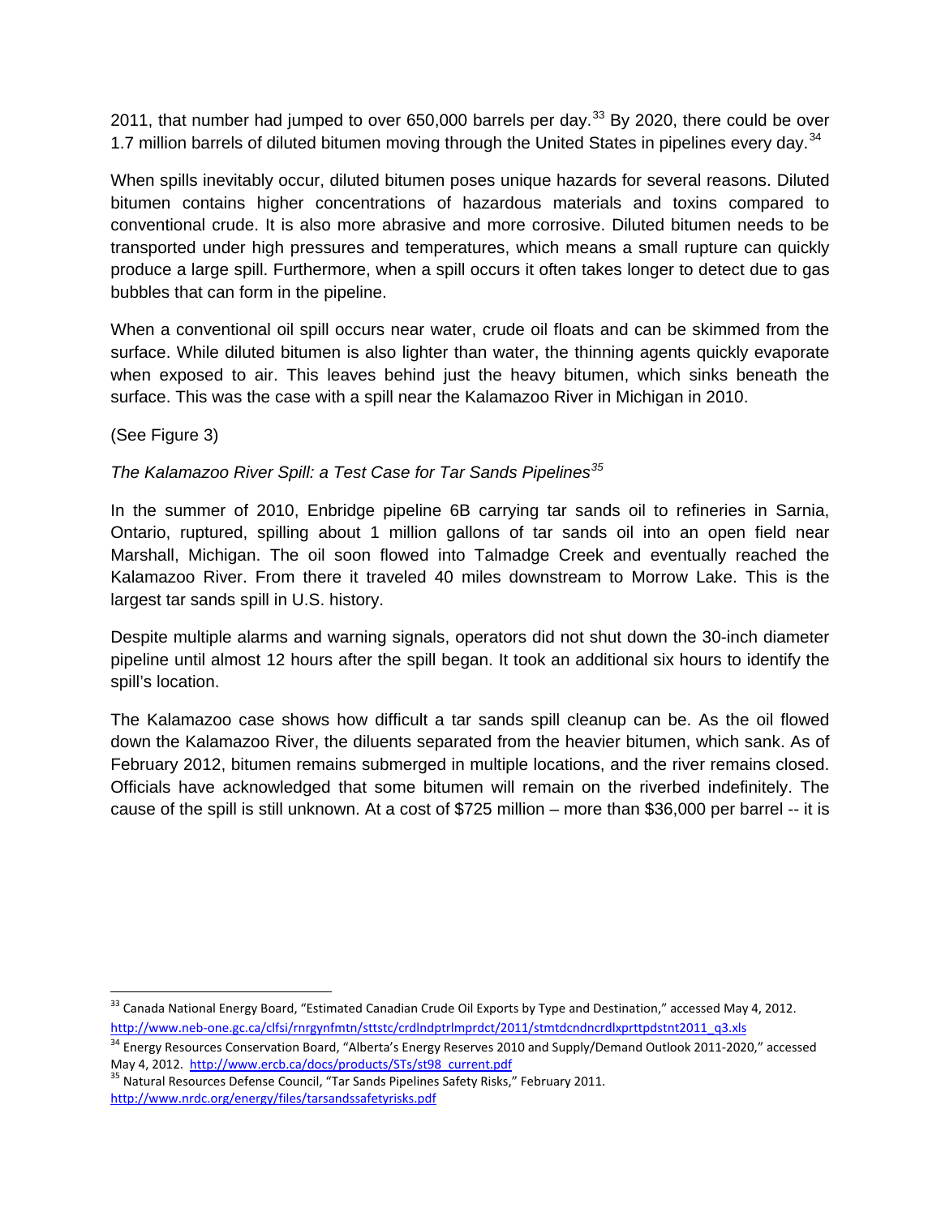2011, that number had jumped to over 650,000 barrels per day.[33] By 2020, there could be over 1.7 million barrels of diluted bitumen moving through the United States in pipelines every day.[34]

When spills inevitably occur, diluted bitumen poses unique hazards for several reasons. Diluted bitumen contains higher concentrations of hazardous materials and toxins compared to conventional crude. It is also more abrasive and more corrosive. Diluted bitumen needs to be transported under high pressures and temperatures, which means a small rupture can quickly produce a large spill. Furthermore, when a spill occurs it often takes longer to detect due to gas bubbles that can form in the pipeline.

When a conventional oil spill occurs near water, crude oil floats and can be skimmed from the surface. While diluted bitumen is also lighter than water, the thinning agents quickly evaporate when exposed to air. This leaves behind just the heavy bitumen, which sinks beneath the surface. This was the case with a spill near the Kalamazoo River in Michigan in 2010.

(See Figure 3)

*The Kalamazoo River Spill: a Test Case for Tar Sands Pipelines*[35]

In the summer of 2010, Enbridge pipeline 6B carrying tar sands oil to refineries in Sarnia, Ontario, ruptured, spilling about 1 million gallons of tar sands oil into an open field near Marshall, Michigan. The oil soon flowed into Talmadge Creek and eventually reached the Kalamazoo River. From there it traveled 40 miles downstream to Morrow Lake. This is the largest tar sands spill in U.S. history.

Despite multiple alarms and warning signals, operators did not shut down the 30-inch diameter pipeline until almost 12 hours after the spill began. It took an additional six hours to identify the spill's location.

The Kalamazoo case shows how difficult a tar sands spill cleanup can be. As the oil flowed down the Kalamazoo River, the diluents separated from the heavier bitumen, which sank. As of February 2012, bitumen remains submerged in multiple locations, and the river remains closed. Officials have acknowledged that some bitumen will remain on the riverbed indefinitely. The cause of the spill is still unknown. At a cost of $725 million – more than $36,000 per barrel -- it is

---

[33] Canada National Energy Board, "Estimated Canadian Crude Oil Exports by Type and Destination," accessed May 4, 2012. http://www.neb-one.gc.ca/clfsi/rnrgynfmtn/sttstc/crdlndptrlmprdct/2011/stmtdcndncrdlxprttpdstnt2011_q3.xls

[34] Energy Resources Conservation Board, "Alberta's Energy Reserves 2010 and Supply/Demand Outlook 2011-2020," accessed May 4, 2012. http://www.ercb.ca/docs/products/STs/st98_current.pdf

[35] Natural Resources Defense Council, "Tar Sands Pipelines Safety Risks," February 2011. http://www.nrdc.org/energy/files/tarsandssafetyrisks.pdf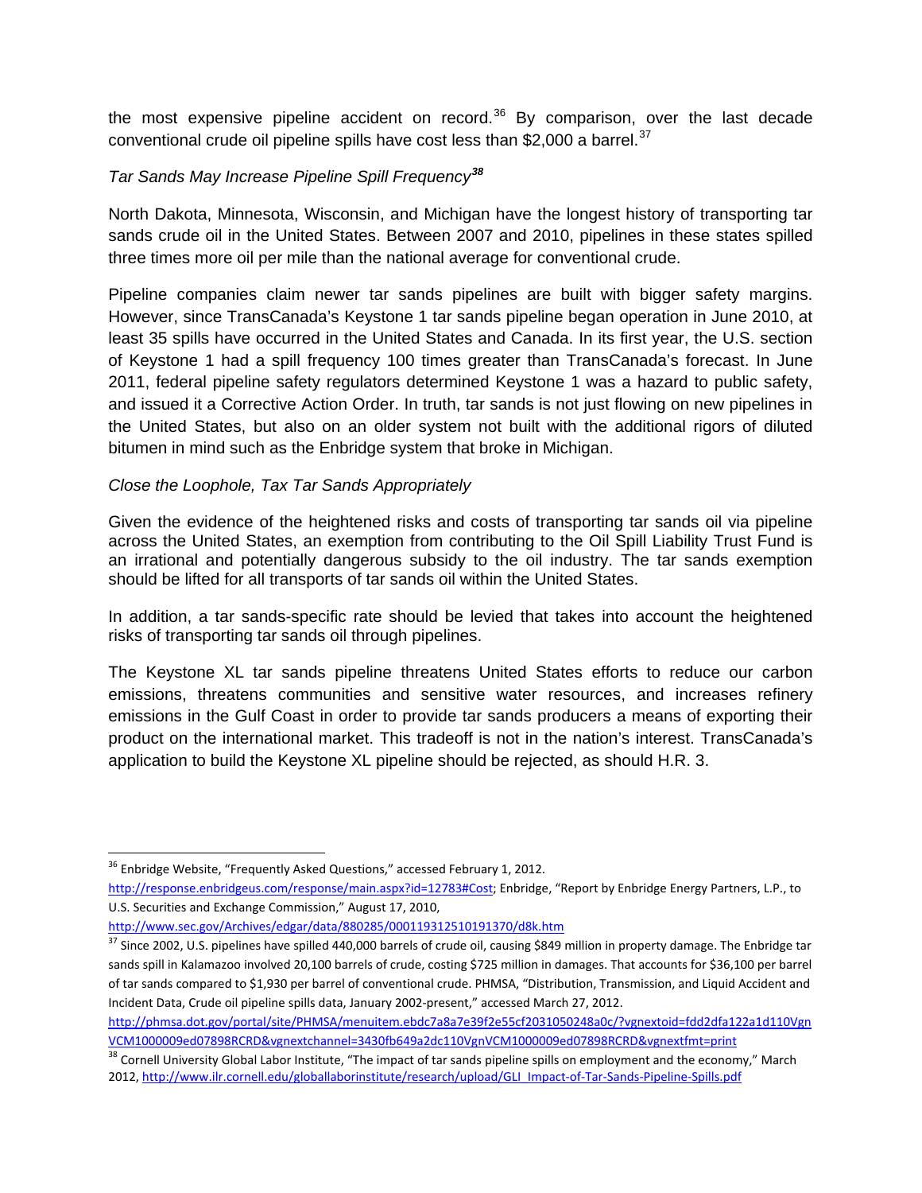the most expensive pipeline accident on record.[36] By comparison, over the last decade conventional crude oil pipeline spills have cost less than $2,000 a barrel.[37]

*Tar Sands May Increase Pipeline Spill Frequency*[38]

North Dakota, Minnesota, Wisconsin, and Michigan have the longest history of transporting tar sands crude oil in the United States. Between 2007 and 2010, pipelines in these states spilled three times more oil per mile than the national average for conventional crude.

Pipeline companies claim newer tar sands pipelines are built with bigger safety margins. However, since TransCanada's Keystone 1 tar sands pipeline began operation in June 2010, at least 35 spills have occurred in the United States and Canada. In its first year, the U.S. section of Keystone 1 had a spill frequency 100 times greater than TransCanada's forecast. In June 2011, federal pipeline safety regulators determined Keystone 1 was a hazard to public safety, and issued it a Corrective Action Order. In truth, tar sands is not just flowing on new pipelines in the United States, but also on an older system not built with the additional rigors of diluted bitumen in mind such as the Enbridge system that broke in Michigan.

*Close the Loophole, Tax Tar Sands Appropriately*

Given the evidence of the heightened risks and costs of transporting tar sands oil via pipeline across the United States, an exemption from contributing to the Oil Spill Liability Trust Fund is an irrational and potentially dangerous subsidy to the oil industry. The tar sands exemption should be lifted for all transports of tar sands oil within the United States.

In addition, a tar sands-specific rate should be levied that takes into account the heightened risks of transporting tar sands oil through pipelines.

The Keystone XL tar sands pipeline threatens United States efforts to reduce our carbon emissions, threatens communities and sensitive water resources, and increases refinery emissions in the Gulf Coast in order to provide tar sands producers a means of exporting their product on the international market. This tradeoff is not in the nation's interest. TransCanada's application to build the Keystone XL pipeline should be rejected, as should H.R. 3.

---

[36] Enbridge Website, "Frequently Asked Questions," accessed February 1, 2012. http://response.enbridgeus.com/response/main.aspx?id=12783#Cost; Enbridge, "Report by Enbridge Energy Partners, L.P., to U.S. Securities and Exchange Commission," August 17, 2010, http://www.sec.gov/Archives/edgar/data/880285/000119312510191370/d8k.htm

[37] Since 2002, U.S. pipelines have spilled 440,000 barrels of crude oil, causing $849 million in property damage. The Enbridge tar sands spill in Kalamazoo involved 20,100 barrels of crude, costing $725 million in damages. That accounts for $36,100 per barrel of tar sands compared to $1,930 per barrel of conventional crude. PHMSA, "Distribution, Transmission, and Liquid Accident and Incident Data, Crude oil pipeline spills data, January 2002-present," accessed March 27, 2012. http://phmsa.dot.gov/portal/site/PHMSA/menuitem.ebdc7a8a7e39f2e55cf2031050248a0c/?vgnextoid=fdd2dfa122a1d110VgnVCM1000009ed07898RCRD&vgnextchannel=3430fb649a2dc110VgnVCM1000009ed07898RCRD&vgnextfmt=print

[38] Cornell University Global Labor Institute, "The impact of tar sands pipeline spills on employment and the economy," March 2012, http://www.ilr.cornell.edu/globallaborinstitute/research/upload/GLI_Impact-of-Tar-Sands-Pipeline-Spills.pdf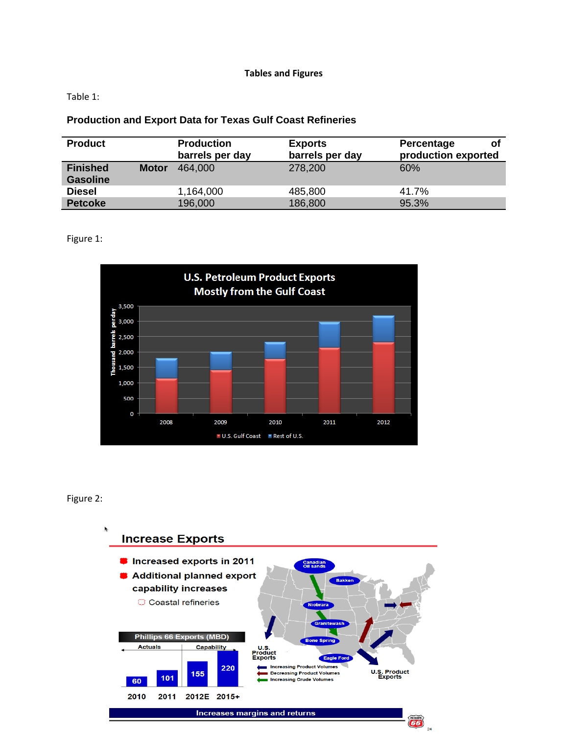**Tables and Figures**

Table 1:

**Production and Export Data for Texas Gulf Coast Refineries**

| Product | Production barrels per day | Exports barrels per day | Percentage of production exported |
|---|---|---|---|
| **Finished Motor Gasoline** | 464,000 | 278,200 | 60% |
| **Diesel** | 1,164,000 | 485,800 | 41.7% |
| **Petcoke** | 196,000 | 186,800 | 95.3% |

Figure 1:

Figure 2: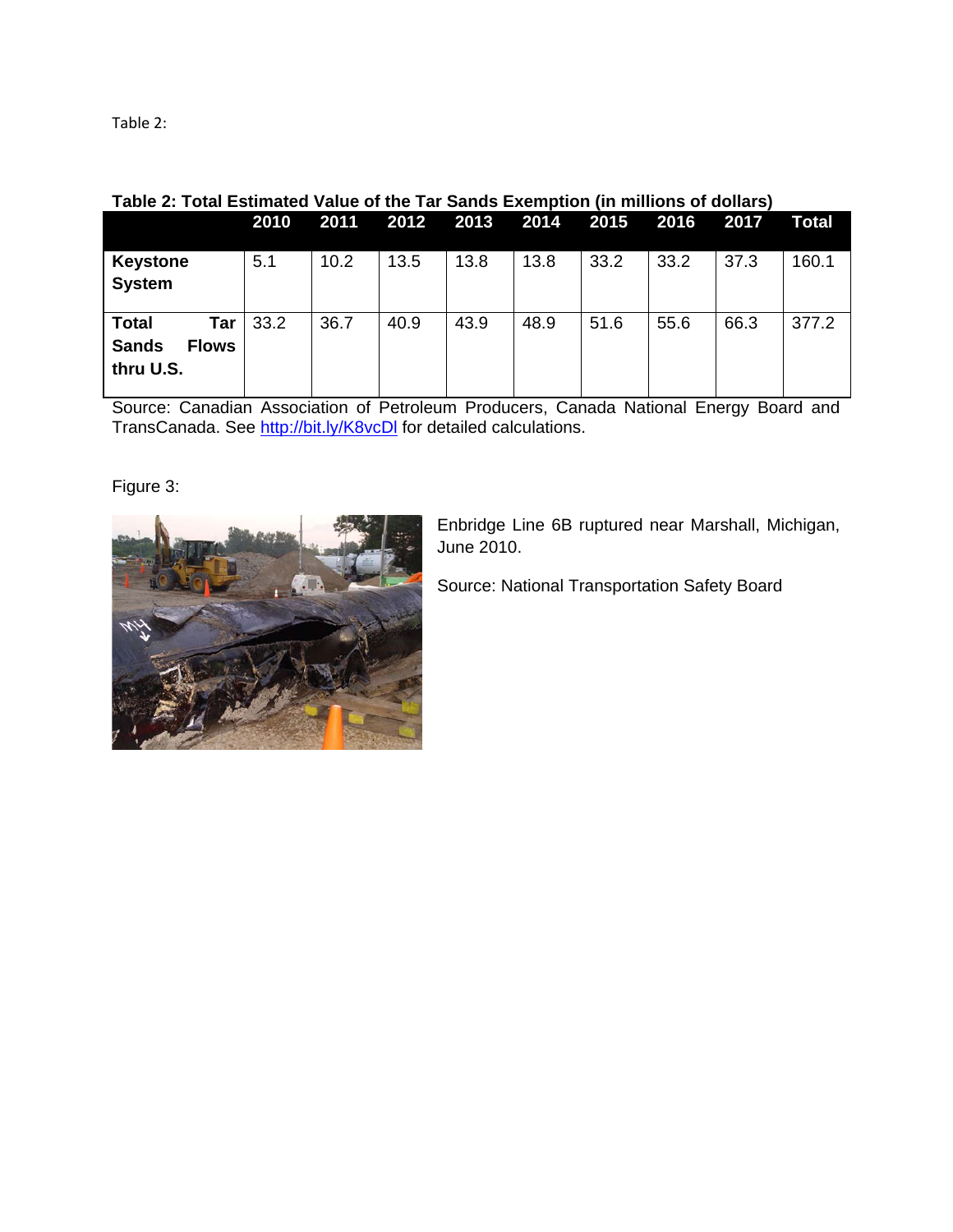Table 2:

**Table 2: Total Estimated Value of the Tar Sands Exemption (in millions of dollars)**

| | 2010 | 2011 | 2012 | 2013 | 2014 | 2015 | 2016 | 2017 | Total |
|---|---|---|---|---|---|---|---|---|---|
| **Keystone System** | 5.1 | 10.2 | 13.5 | 13.8 | 13.8 | 33.2 | 33.2 | 37.3 | 160.1 |
| **Total Tar Sands Flows thru U.S.** | 33.2 | 36.7 | 40.9 | 43.9 | 48.9 | 51.6 | 55.6 | 66.3 | 377.2 |

Source: Canadian Association of Petroleum Producers, Canada National Energy Board and TransCanada. See http://bit.ly/K8vcDl for detailed calculations.

Figure 3:

Enbridge Line 6B ruptured near Marshall, Michigan, June 2010.

Source: National Transportation Safety Board